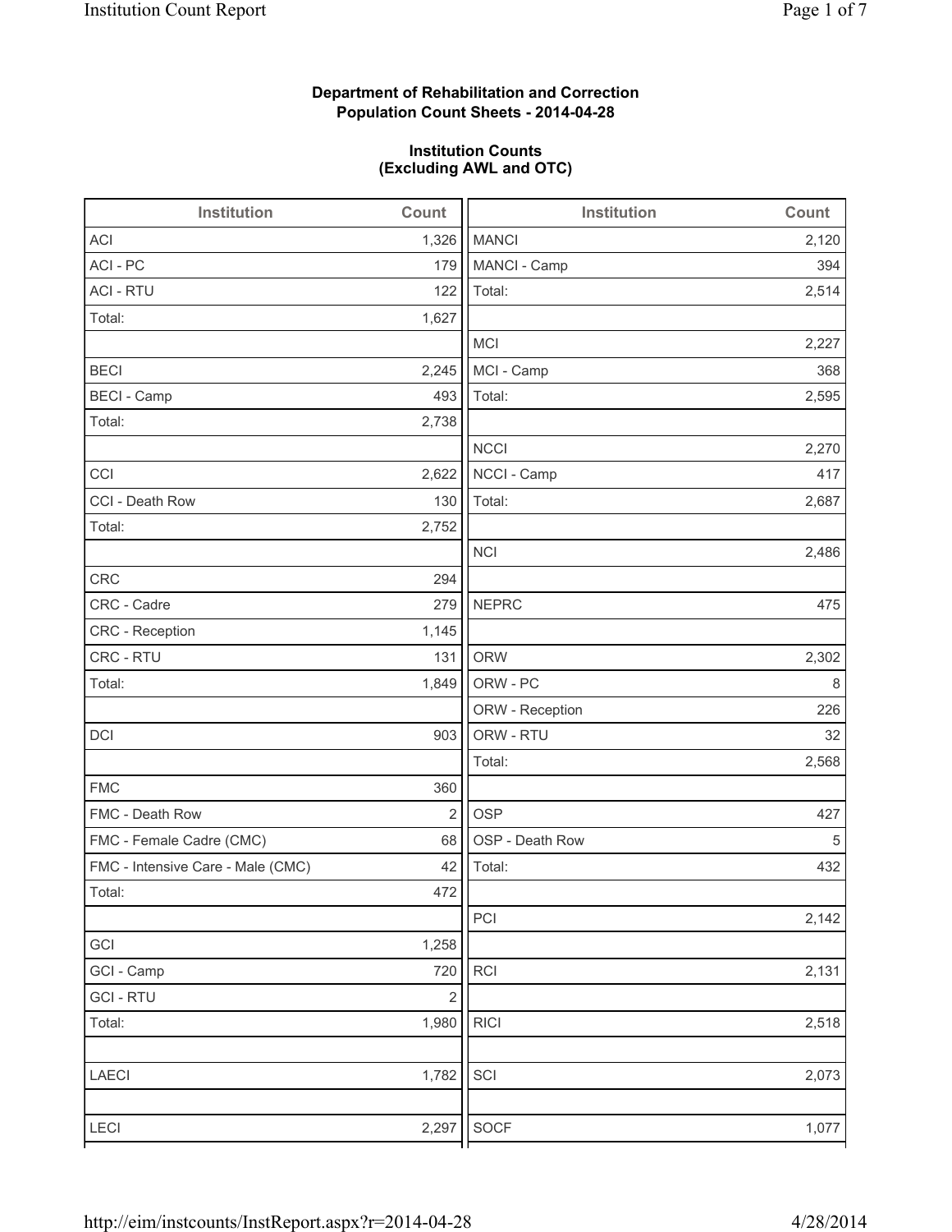**Department of Rehabilitation and Correction**
**Population Count Sheets - 2014-04-28**

**Institution Counts**
**(Excluding AWL and OTC)**

| Institution | Count |
|---|---|
| ACI | 1,326 |
| ACI - PC | 179 |
| ACI - RTU | 122 |
| Total: | 1,627 |
| | |
| BECI | 2,245 |
| BECI - Camp | 493 |
| Total: | 2,738 |
| | |
| CCI | 2,622 |
| CCI - Death Row | 130 |
| Total: | 2,752 |
| | |
| CRC | 294 |
| CRC - Cadre | 279 |
| CRC - Reception | 1,145 |
| CRC - RTU | 131 |
| Total: | 1,849 |
| | |
| DCI | 903 |
| | |
| FMC | 360 |
| FMC - Death Row | 2 |
| FMC - Female Cadre (CMC) | 68 |
| FMC - Intensive Care - Male (CMC) | 42 |
| Total: | 472 |
| | |
| GCI | 1,258 |
| GCI - Camp | 720 |
| GCI - RTU | 2 |
| Total: | 1,980 |
| | |
| LAECI | 1,782 |
| | |
| LECI | 2,297 |

| Institution | Count |
|---|---|
| MANCI | 2,120 |
| MANCI - Camp | 394 |
| Total: | 2,514 |
| | |
| MCI | 2,227 |
| MCI - Camp | 368 |
| Total: | 2,595 |
| | |
| NCCI | 2,270 |
| NCCI - Camp | 417 |
| Total: | 2,687 |
| | |
| NCI | 2,486 |
| | |
| NEPRC | 475 |
| | |
| ORW | 2,302 |
| ORW - PC | 8 |
| ORW - Reception | 226 |
| ORW - RTU | 32 |
| Total: | 2,568 |
| | |
| OSP | 427 |
| OSP - Death Row | 5 |
| Total: | 432 |
| | |
| PCI | 2,142 |
| | |
| RCI | 2,131 |
| | |
| RICI | 2,518 |
| | |
| SCI | 2,073 |
| | |
| SOCF | 1,077 |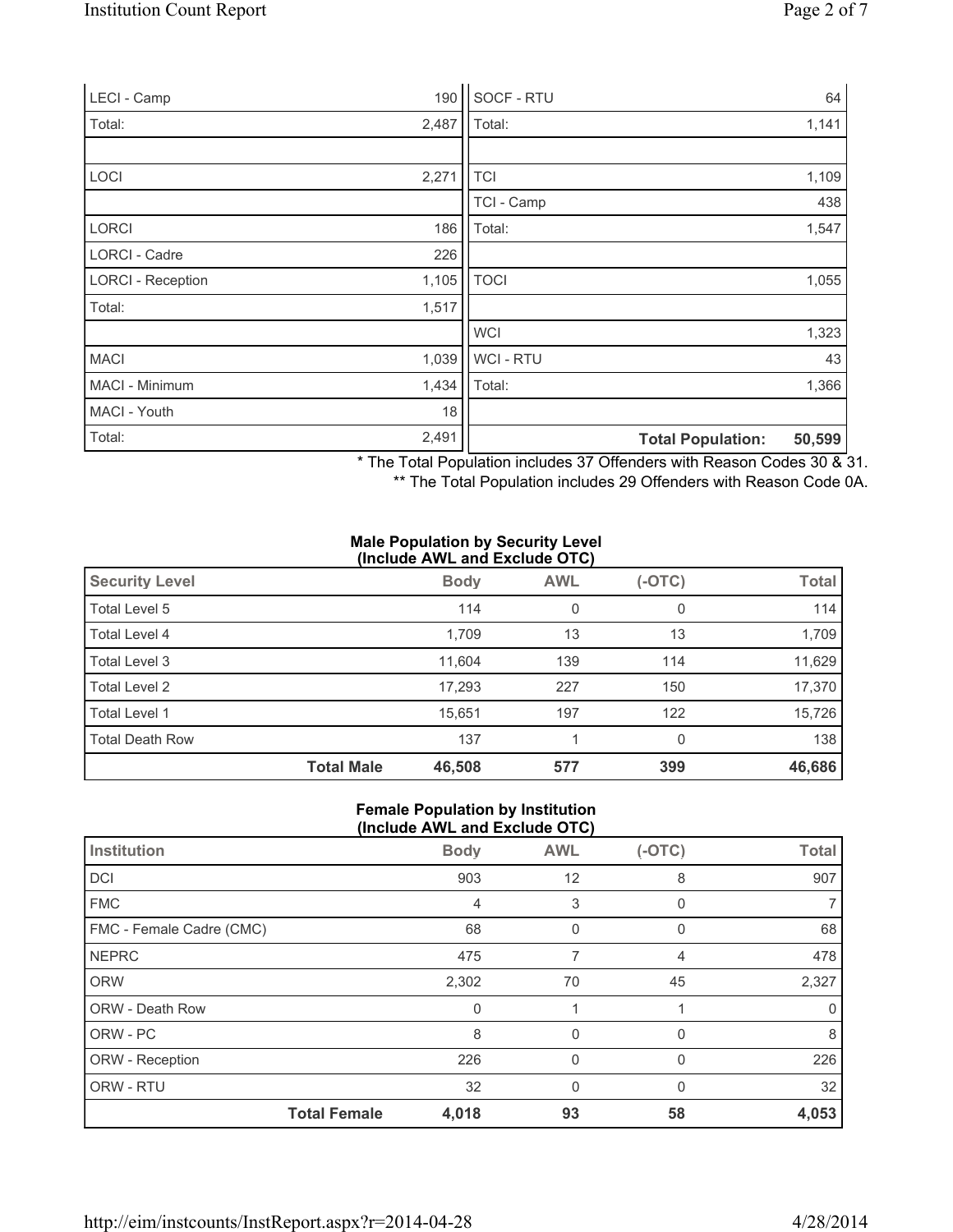| | | | |
|---|---|---|---|
| LECI - Camp | 190 | SOCF - RTU | 64 |
| Total: | 2,487 | Total: | 1,141 |
| | | | |
| LOCI | 2,271 | TCI | 1,109 |
| | | TCI - Camp | 438 |
| LORCI | 186 | Total: | 1,547 |
| LORCI - Cadre | 226 | | |
| LORCI - Reception | 1,105 | TOCI | 1,055 |
| Total: | 1,517 | | |
| | | WCI | 1,323 |
| MACI | 1,039 | WCI - RTU | 43 |
| MACI - Minimum | 1,434 | Total: | 1,366 |
| MACI - Youth | 18 | | |
| Total: | 2,491 | **Total Population:** | **50,599** |

* The Total Population includes 37 Offenders with Reason Codes 30 & 31.

** The Total Population includes 29 Offenders with Reason Code 0A.

**Male Population by Security Level (Include AWL and Exclude OTC)**

| Security Level | Body | AWL | (-OTC) | Total |
|---|---|---|---|---|
| Total Level 5 | 114 | 0 | 0 | 114 |
| Total Level 4 | 1,709 | 13 | 13 | 1,709 |
| Total Level 3 | 11,604 | 139 | 114 | 11,629 |
| Total Level 2 | 17,293 | 227 | 150 | 17,370 |
| Total Level 1 | 15,651 | 197 | 122 | 15,726 |
| Total Death Row | 137 | 1 | 0 | 138 |
| **Total Male** | **46,508** | **577** | **399** | **46,686** |

**Female Population by Institution (Include AWL and Exclude OTC)**

| Institution | Body | AWL | (-OTC) | Total |
|---|---|---|---|---|
| DCI | 903 | 12 | 8 | 907 |
| FMC | 4 | 3 | 0 | 7 |
| FMC - Female Cadre (CMC) | 68 | 0 | 0 | 68 |
| NEPRC | 475 | 7 | 4 | 478 |
| ORW | 2,302 | 70 | 45 | 2,327 |
| ORW - Death Row | 0 | 1 | 1 | 0 |
| ORW - PC | 8 | 0 | 0 | 8 |
| ORW - Reception | 226 | 0 | 0 | 226 |
| ORW - RTU | 32 | 0 | 0 | 32 |
| **Total Female** | **4,018** | **93** | **58** | **4,053** |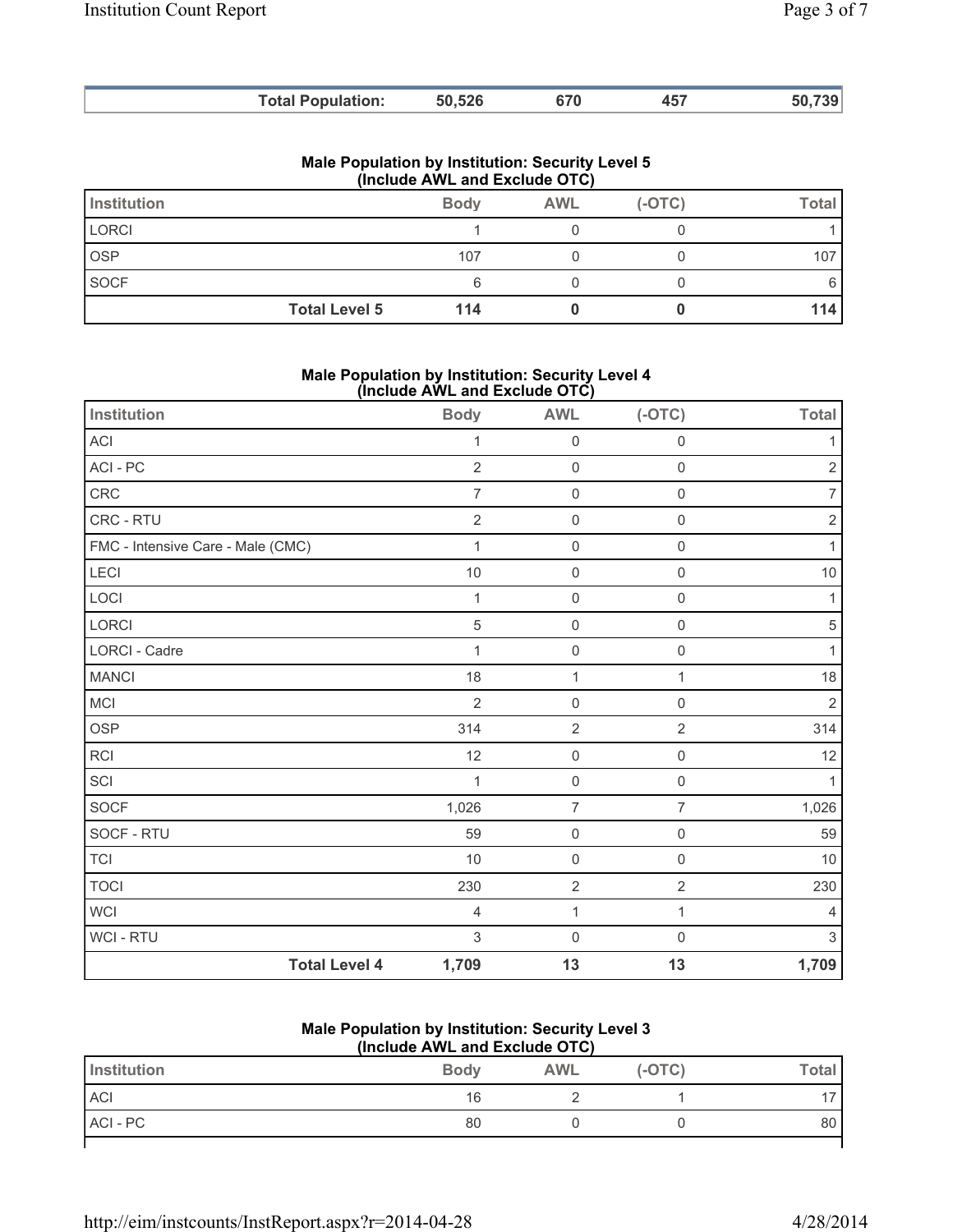| Total Population: | 50,526 | 670 | 457 | 50,739 |
|---|---|---|---|---|

**Male Population by Institution: Security Level 5 (Include AWL and Exclude OTC)**

| Institution | Body | AWL | (-OTC) | Total |
|---|---|---|---|---|
| LORCI | 1 | 0 | 0 | 1 |
| OSP | 107 | 0 | 0 | 107 |
| SOCF | 6 | 0 | 0 | 6 |
| Total Level 5 | 114 | 0 | 0 | 114 |

**Male Population by Institution: Security Level 4 (Include AWL and Exclude OTC)**

| Institution | Body | AWL | (-OTC) | Total |
|---|---|---|---|---|
| ACI | 1 | 0 | 0 | 1 |
| ACI - PC | 2 | 0 | 0 | 2 |
| CRC | 7 | 0 | 0 | 7 |
| CRC - RTU | 2 | 0 | 0 | 2 |
| FMC - Intensive Care - Male (CMC) | 1 | 0 | 0 | 1 |
| LECI | 10 | 0 | 0 | 10 |
| LOCI | 1 | 0 | 0 | 1 |
| LORCI | 5 | 0 | 0 | 5 |
| LORCI - Cadre | 1 | 0 | 0 | 1 |
| MANCI | 18 | 1 | 1 | 18 |
| MCI | 2 | 0 | 0 | 2 |
| OSP | 314 | 2 | 2 | 314 |
| RCI | 12 | 0 | 0 | 12 |
| SCI | 1 | 0 | 0 | 1 |
| SOCF | 1,026 | 7 | 7 | 1,026 |
| SOCF - RTU | 59 | 0 | 0 | 59 |
| TCI | 10 | 0 | 0 | 10 |
| TOCI | 230 | 2 | 2 | 230 |
| WCI | 4 | 1 | 1 | 4 |
| WCI - RTU | 3 | 0 | 0 | 3 |
| Total Level 4 | 1,709 | 13 | 13 | 1,709 |

**Male Population by Institution: Security Level 3 (Include AWL and Exclude OTC)**

| Institution | Body | AWL | (-OTC) | Total |
|---|---|---|---|---|
| ACI | 16 | 2 | 1 | 17 |
| ACI - PC | 80 | 0 | 0 | 80 |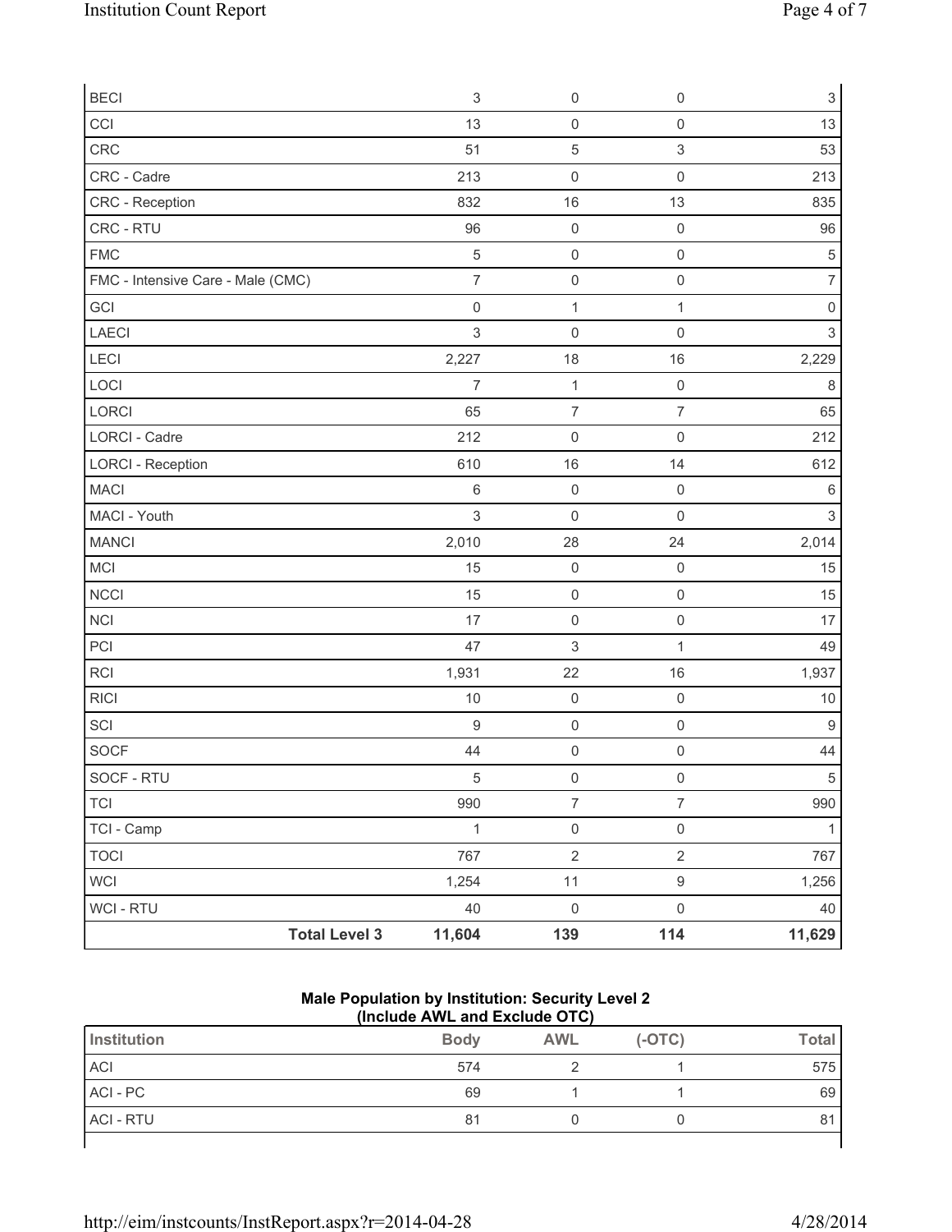| | Body | AWL | (-OTC) | Total |
|---|---|---|---|---|
| BECI | 3 | 0 | 0 | 3 |
| CCI | 13 | 0 | 0 | 13 |
| CRC | 51 | 5 | 3 | 53 |
| CRC - Cadre | 213 | 0 | 0 | 213 |
| CRC - Reception | 832 | 16 | 13 | 835 |
| CRC - RTU | 96 | 0 | 0 | 96 |
| FMC | 5 | 0 | 0 | 5 |
| FMC - Intensive Care - Male (CMC) | 7 | 0 | 0 | 7 |
| GCI | 0 | 1 | 1 | 0 |
| LAECI | 3 | 0 | 0 | 3 |
| LECI | 2,227 | 18 | 16 | 2,229 |
| LOCI | 7 | 1 | 0 | 8 |
| LORCI | 65 | 7 | 7 | 65 |
| LORCI - Cadre | 212 | 0 | 0 | 212 |
| LORCI - Reception | 610 | 16 | 14 | 612 |
| MACI | 6 | 0 | 0 | 6 |
| MACI - Youth | 3 | 0 | 0 | 3 |
| MANCI | 2,010 | 28 | 24 | 2,014 |
| MCI | 15 | 0 | 0 | 15 |
| NCCI | 15 | 0 | 0 | 15 |
| NCI | 17 | 0 | 0 | 17 |
| PCI | 47 | 3 | 1 | 49 |
| RCI | 1,931 | 22 | 16 | 1,937 |
| RICI | 10 | 0 | 0 | 10 |
| SCI | 9 | 0 | 0 | 9 |
| SOCF | 44 | 0 | 0 | 44 |
| SOCF - RTU | 5 | 0 | 0 | 5 |
| TCI | 990 | 7 | 7 | 990 |
| TCI - Camp | 1 | 0 | 0 | 1 |
| TOCI | 767 | 2 | 2 | 767 |
| WCI | 1,254 | 11 | 9 | 1,256 |
| WCI - RTU | 40 | 0 | 0 | 40 |
| **Total Level 3** | **11,604** | **139** | **114** | **11,629** |

**Male Population by Institution: Security Level 2**
**(Include AWL and Exclude OTC)**

| Institution | Body | AWL | (-OTC) | Total |
|---|---|---|---|---|
| ACI | 574 | 2 | 1 | 575 |
| ACI - PC | 69 | 1 | 1 | 69 |
| ACI - RTU | 81 | 0 | 0 | 81 |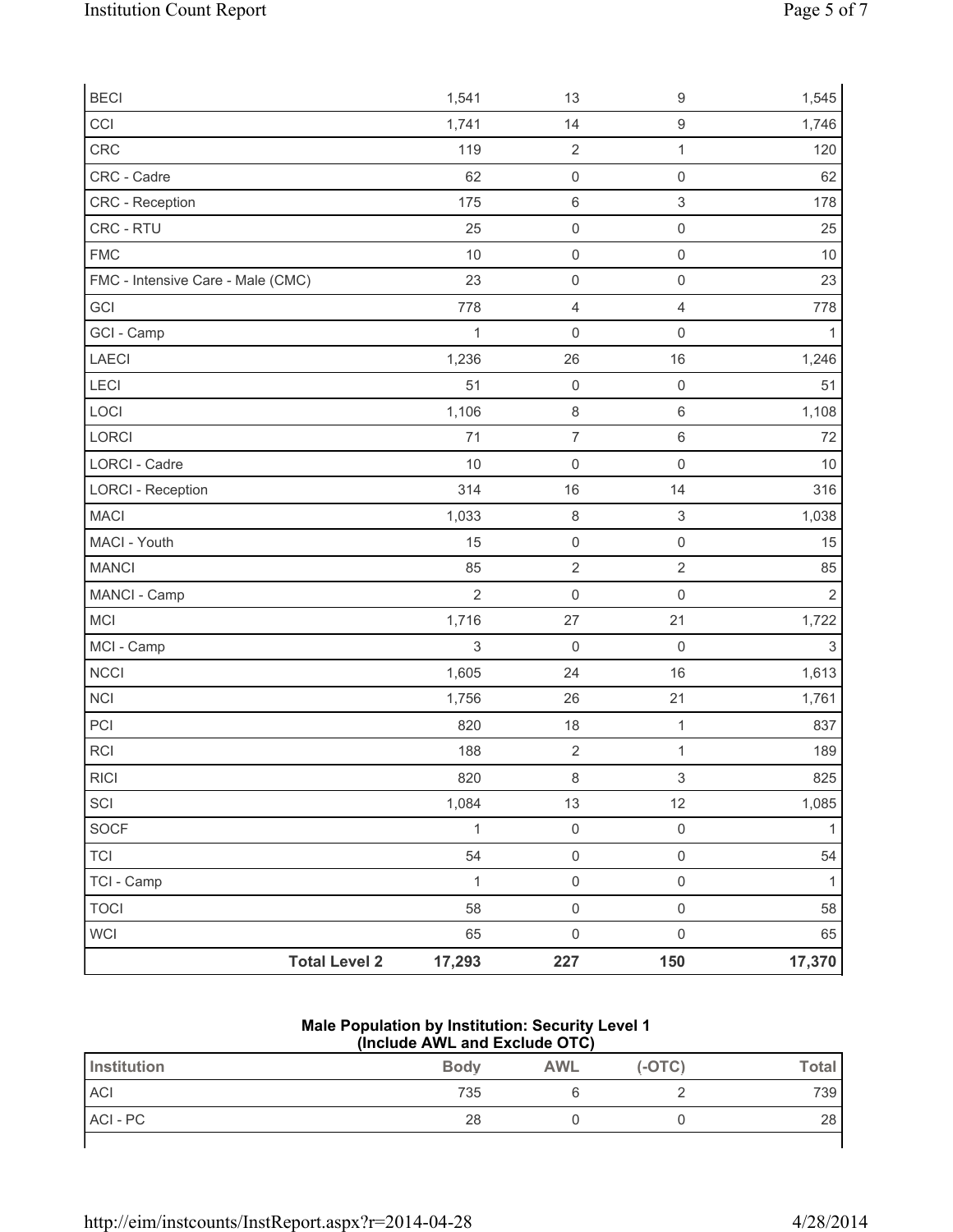| | Body | AWL | (-OTC) | Total |
|---|---|---|---|---|
| BECI | 1,541 | 13 | 9 | 1,545 |
| CCI | 1,741 | 14 | 9 | 1,746 |
| CRC | 119 | 2 | 1 | 120 |
| CRC - Cadre | 62 | 0 | 0 | 62 |
| CRC - Reception | 175 | 6 | 3 | 178 |
| CRC - RTU | 25 | 0 | 0 | 25 |
| FMC | 10 | 0 | 0 | 10 |
| FMC - Intensive Care - Male (CMC) | 23 | 0 | 0 | 23 |
| GCI | 778 | 4 | 4 | 778 |
| GCI - Camp | 1 | 0 | 0 | 1 |
| LAECI | 1,236 | 26 | 16 | 1,246 |
| LECI | 51 | 0 | 0 | 51 |
| LOCI | 1,106 | 8 | 6 | 1,108 |
| LORCI | 71 | 7 | 6 | 72 |
| LORCI - Cadre | 10 | 0 | 0 | 10 |
| LORCI - Reception | 314 | 16 | 14 | 316 |
| MACI | 1,033 | 8 | 3 | 1,038 |
| MACI - Youth | 15 | 0 | 0 | 15 |
| MANCI | 85 | 2 | 2 | 85 |
| MANCI - Camp | 2 | 0 | 0 | 2 |
| MCI | 1,716 | 27 | 21 | 1,722 |
| MCI - Camp | 3 | 0 | 0 | 3 |
| NCCI | 1,605 | 24 | 16 | 1,613 |
| NCI | 1,756 | 26 | 21 | 1,761 |
| PCI | 820 | 18 | 1 | 837 |
| RCI | 188 | 2 | 1 | 189 |
| RICI | 820 | 8 | 3 | 825 |
| SCI | 1,084 | 13 | 12 | 1,085 |
| SOCF | 1 | 0 | 0 | 1 |
| TCI | 54 | 0 | 0 | 54 |
| TCI - Camp | 1 | 0 | 0 | 1 |
| TOCI | 58 | 0 | 0 | 58 |
| WCI | 65 | 0 | 0 | 65 |
| **Total Level 2** | **17,293** | **227** | **150** | **17,370** |

**Male Population by Institution: Security Level 1**
**(Include AWL and Exclude OTC)**

| Institution | Body | AWL | (-OTC) | Total |
|---|---|---|---|---|
| ACI | 735 | 6 | 2 | 739 |
| ACI - PC | 28 | 0 | 0 | 28 |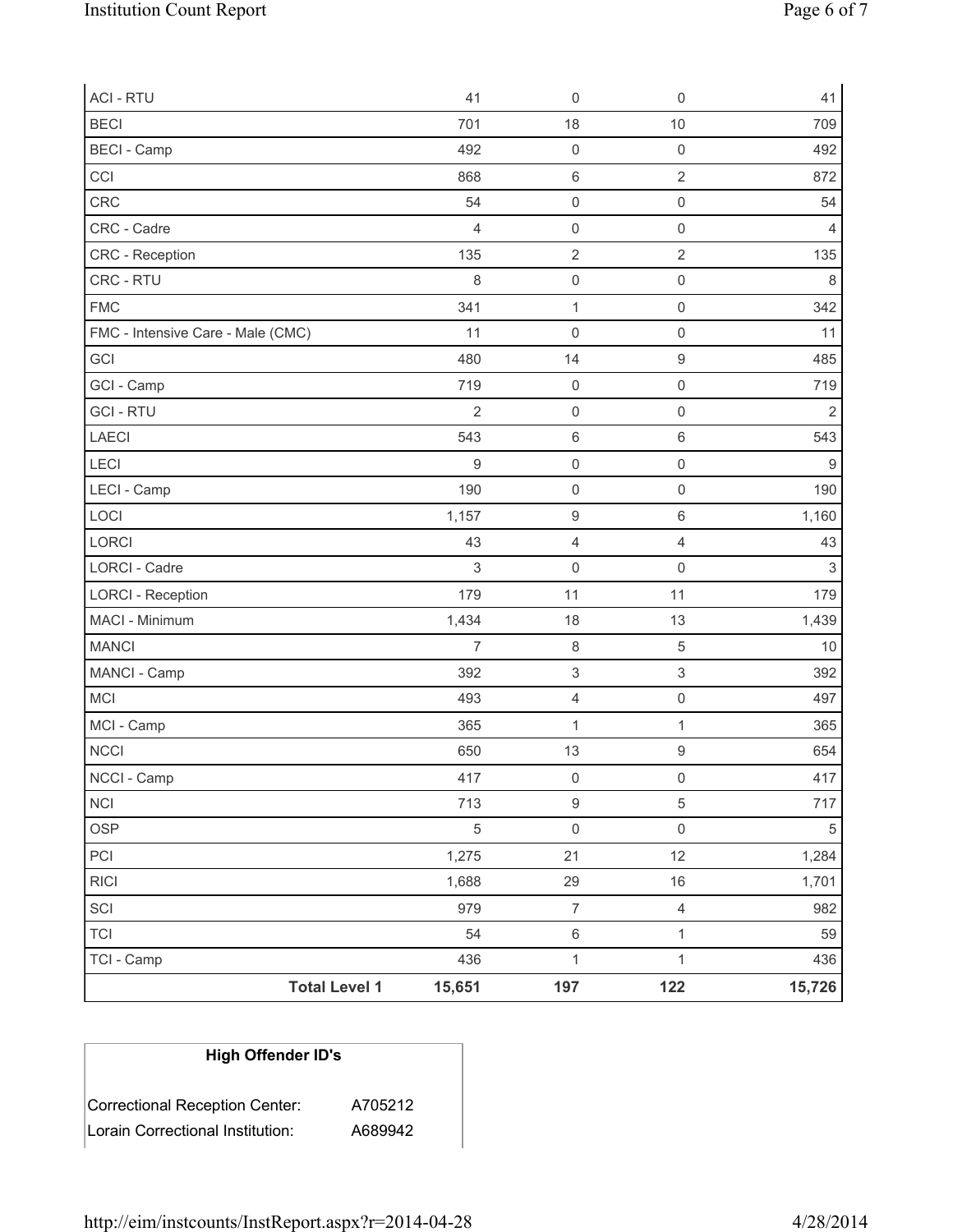| | | | | |
|---|---|---|---|---|
| ACI - RTU | 41 | 0 | 0 | 41 |
| BECI | 701 | 18 | 10 | 709 |
| BECI - Camp | 492 | 0 | 0 | 492 |
| CCI | 868 | 6 | 2 | 872 |
| CRC | 54 | 0 | 0 | 54 |
| CRC - Cadre | 4 | 0 | 0 | 4 |
| CRC - Reception | 135 | 2 | 2 | 135 |
| CRC - RTU | 8 | 0 | 0 | 8 |
| FMC | 341 | 1 | 0 | 342 |
| FMC - Intensive Care - Male (CMC) | 11 | 0 | 0 | 11 |
| GCI | 480 | 14 | 9 | 485 |
| GCI - Camp | 719 | 0 | 0 | 719 |
| GCI - RTU | 2 | 0 | 0 | 2 |
| LAECI | 543 | 6 | 6 | 543 |
| LECI | 9 | 0 | 0 | 9 |
| LECI - Camp | 190 | 0 | 0 | 190 |
| LOCI | 1,157 | 9 | 6 | 1,160 |
| LORCI | 43 | 4 | 4 | 43 |
| LORCI - Cadre | 3 | 0 | 0 | 3 |
| LORCI - Reception | 179 | 11 | 11 | 179 |
| MACI - Minimum | 1,434 | 18 | 13 | 1,439 |
| MANCI | 7 | 8 | 5 | 10 |
| MANCI - Camp | 392 | 3 | 3 | 392 |
| MCI | 493 | 4 | 0 | 497 |
| MCI - Camp | 365 | 1 | 1 | 365 |
| NCCI | 650 | 13 | 9 | 654 |
| NCCI - Camp | 417 | 0 | 0 | 417 |
| NCI | 713 | 9 | 5 | 717 |
| OSP | 5 | 0 | 0 | 5 |
| PCI | 1,275 | 21 | 12 | 1,284 |
| RICI | 1,688 | 29 | 16 | 1,701 |
| SCI | 979 | 7 | 4 | 982 |
| TCI | 54 | 6 | 1 | 59 |
| TCI - Camp | 436 | 1 | 1 | 436 |
| **Total Level 1** | **15,651** | **197** | **122** | **15,726** |

| High Offender ID's | |
|---|---|
| Correctional Reception Center: | A705212 |
| Lorain Correctional Institution: | A689942 |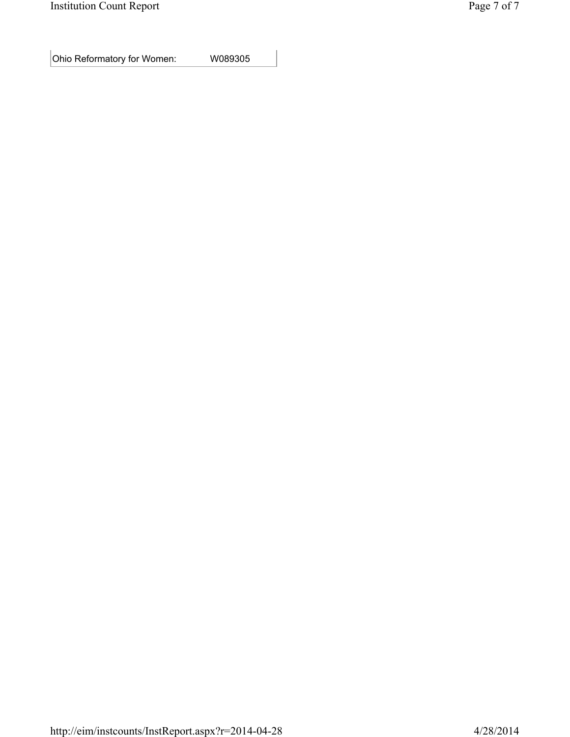| | |
|---|---|
| Ohio Reformatory for Women: | W089305 |